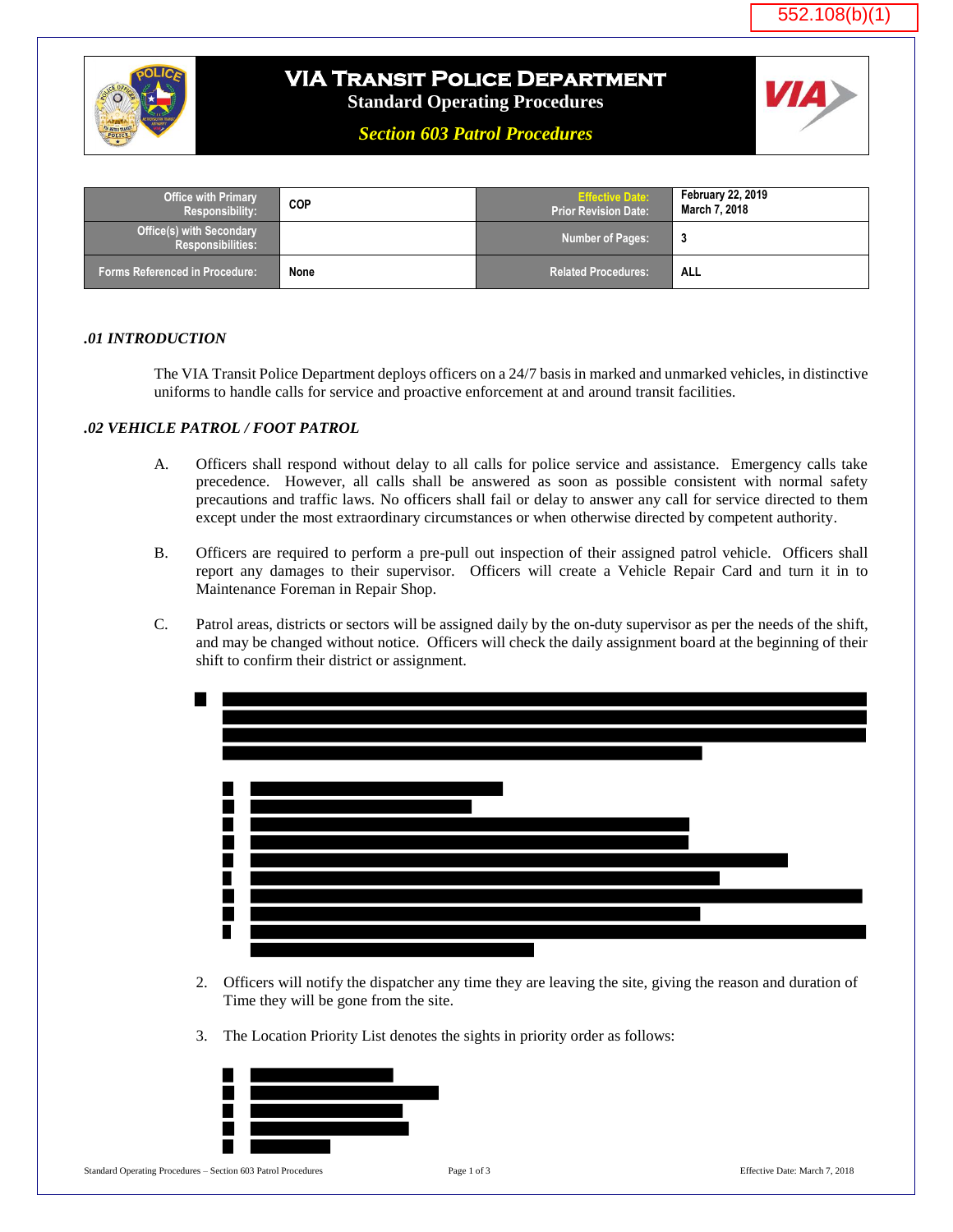552.108(b)(1)

# VIA Transit Police Department

## Standard Operating Procedures

### Section 603 Patrol Procedures

| Office with Primary Responsibility: | COP | Effective Date: Prior Revision Date: | February 22, 2019 March 7, 2018 |
|---|---|---|---|
| Office(s) with Secondary Responsibilities: | | Number of Pages: | 3 |
| Forms Referenced in Procedure: | None | Related Procedures: | ALL |

### *.01 INTRODUCTION*

The VIA Transit Police Department deploys officers on a 24/7 basis in marked and unmarked vehicles, in distinctive uniforms to handle calls for service and proactive enforcement at and around transit facilities.

### *.02 VEHICLE PATROL / FOOT PATROL*

A. Officers shall respond without delay to all calls for police service and assistance. Emergency calls take precedence. However, all calls shall be answered as soon as possible consistent with normal safety precautions and traffic laws. No officers shall fail or delay to answer any call for service directed to them except under the most extraordinary circumstances or when otherwise directed by competent authority.

B. Officers are required to perform a pre-pull out inspection of their assigned patrol vehicle. Officers shall report any damages to their supervisor. Officers will create a Vehicle Repair Card and turn it in to Maintenance Foreman in Repair Shop.

C. Patrol areas, districts or sectors will be assigned daily by the on-duty supervisor as per the needs of the shift, and may be changed without notice. Officers will check the daily assignment board at the beginning of their shift to confirm their district or assignment.

[REDACTED]

2. Officers will notify the dispatcher any time they are leaving the site, giving the reason and duration of Time they will be gone from the site.

3. The Location Priority List denotes the sights in priority order as follows:

[REDACTED]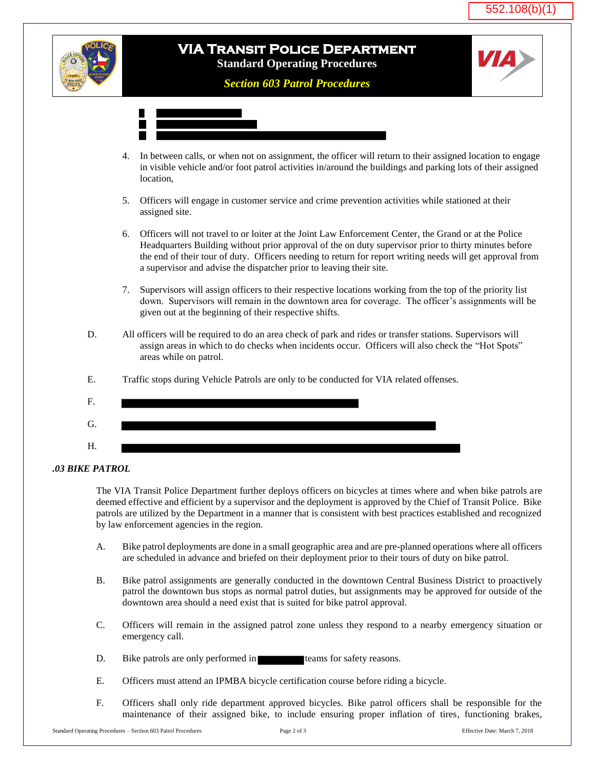4. In between calls, or when not on assignment, the officer will return to their assigned location to engage in visible vehicle and/or foot patrol activities in/around the buildings and parking lots of their assigned location,

5. Officers will engage in customer service and crime prevention activities while stationed at their assigned site.

6. Officers will not travel to or loiter at the Joint Law Enforcement Center, the Grand or at the Police Headquarters Building without prior approval of the on duty supervisor prior to thirty minutes before the end of their tour of duty. Officers needing to return for report writing needs will get approval from a supervisor and advise the dispatcher prior to leaving their site.

7. Supervisors will assign officers to their respective locations working from the top of the priority list down. Supervisors will remain in the downtown area for coverage. The officer's assignments will be given out at the beginning of their respective shifts.

D. All officers will be required to do an area check of park and rides or transfer stations. Supervisors will assign areas in which to do checks when incidents occur. Officers will also check the "Hot Spots" areas while on patrol.

E. Traffic stops during Vehicle Patrols are only to be conducted for VIA related offenses.

F.

G.

H.

### *.03 BIKE PATROL*

The VIA Transit Police Department further deploys officers on bicycles at times where and when bike patrols are deemed effective and efficient by a supervisor and the deployment is approved by the Chief of Transit Police. Bike patrols are utilized by the Department in a manner that is consistent with best practices established and recognized by law enforcement agencies in the region.

A. Bike patrol deployments are done in a small geographic area and are pre-planned operations where all officers are scheduled in advance and briefed on their deployment prior to their tours of duty on bike patrol.

B. Bike patrol assignments are generally conducted in the downtown Central Business District to proactively patrol the downtown bus stops as normal patrol duties, but assignments may be approved for outside of the downtown area should a need exist that is suited for bike patrol approval.

C. Officers will remain in the assigned patrol zone unless they respond to a nearby emergency situation or emergency call.

D. Bike patrols are only performed in teams for safety reasons.

E. Officers must attend an IPMBA bicycle certification course before riding a bicycle.

F. Officers shall only ride department approved bicycles. Bike patrol officers shall be responsible for the maintenance of their assigned bike, to include ensuring proper inflation of tires, functioning brakes,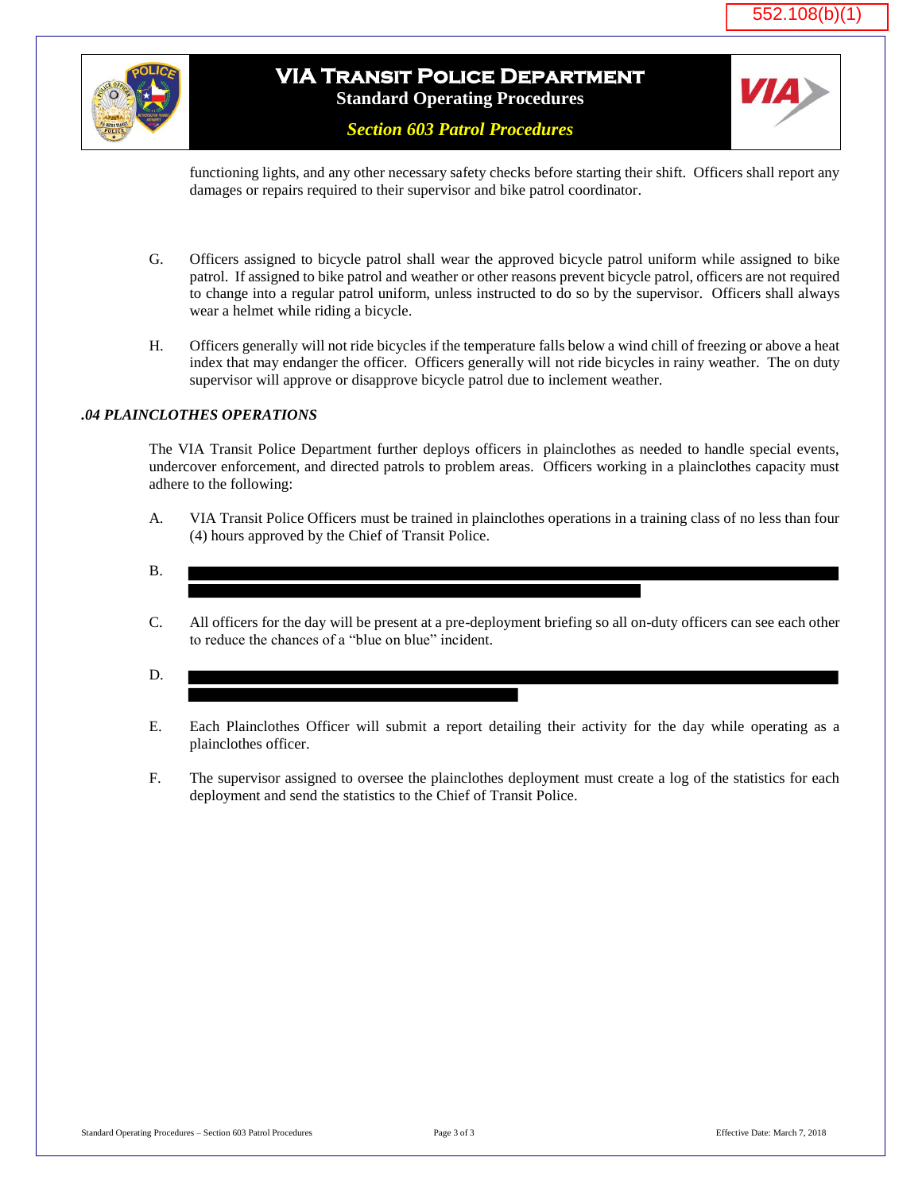552.108(b)(1)

functioning lights, and any other necessary safety checks before starting their shift. Officers shall report any damages or repairs required to their supervisor and bike patrol coordinator.

G. Officers assigned to bicycle patrol shall wear the approved bicycle patrol uniform while assigned to bike patrol. If assigned to bike patrol and weather or other reasons prevent bicycle patrol, officers are not required to change into a regular patrol uniform, unless instructed to do so by the supervisor. Officers shall always wear a helmet while riding a bicycle.

H. Officers generally will not ride bicycles if the temperature falls below a wind chill of freezing or above a heat index that may endanger the officer. Officers generally will not ride bicycles in rainy weather. The on duty supervisor will approve or disapprove bicycle patrol due to inclement weather.

### *.04 PLAINCLOTHES OPERATIONS*

The VIA Transit Police Department further deploys officers in plainclothes as needed to handle special events, undercover enforcement, and directed patrols to problem areas. Officers working in a plainclothes capacity must adhere to the following:

A. VIA Transit Police Officers must be trained in plainclothes operations in a training class of no less than four (4) hours approved by the Chief of Transit Police.

B. [REDACTED]

C. All officers for the day will be present at a pre-deployment briefing so all on-duty officers can see each other to reduce the chances of a "blue on blue" incident.

D. [REDACTED]

E. Each Plainclothes Officer will submit a report detailing their activity for the day while operating as a plainclothes officer.

F. The supervisor assigned to oversee the plainclothes deployment must create a log of the statistics for each deployment and send the statistics to the Chief of Transit Police.